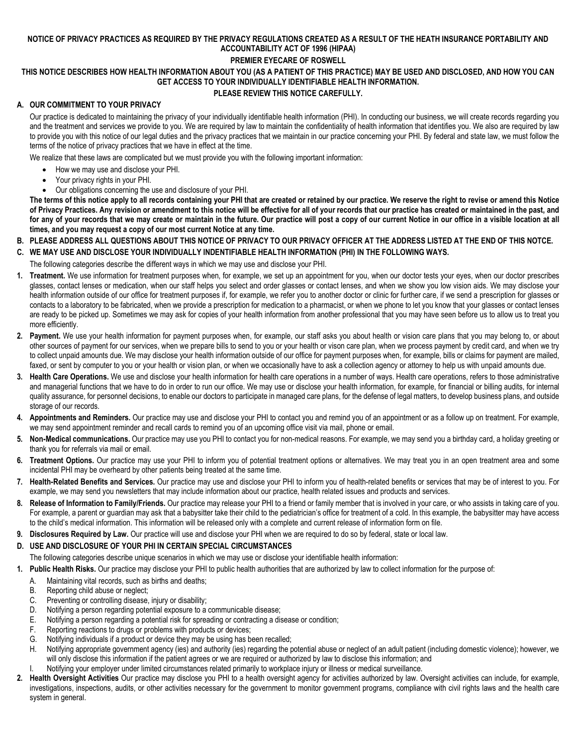**NOTICE OF PRIVACY PRACTICES AS REQUIRED BY THE PRIVACY REGULATIONS CREATED AS A RESULT OF THE HEATH INSURANCE PORTABILITY AND ACCOUNTABILITY ACT OF 1996 (HIPAA)**

**PREMIER EYECARE OF ROSWELL**

**THIS NOTICE DESCRIBES HOW HEALTH INFORMATION ABOUT YOU (AS A PATIENT OF THIS PRACTICE) MAY BE USED AND DISCLOSED, AND HOW YOU CAN GET ACCESS TO YOUR INDIVIDUALLY IDENTIFIABLE HEALTH INFORMATION.**

**PLEASE REVIEW THIS NOTICE CAREFULLY.**

## A. OUR COMMITMENT TO YOUR PRIVACY

Our practice is dedicated to maintaining the privacy of your individually identifiable health information (PHI). In conducting our business, we will create records regarding you and the treatment and services we provide to you. We are required by law to maintain the confidentiality of health information that identifies you. We also are required by law to provide you with this notice of our legal duties and the privacy practices that we maintain in our practice concerning your PHI. By federal and state law, we must follow the terms of the notice of privacy practices that we have in effect at the time.

We realize that these laws are complicated but we must provide you with the following important information:

- How we may use and disclose your PHI.
- Your privacy rights in your PHI.
- Our obligations concerning the use and disclosure of your PHI.

**The terms of this notice apply to all records containing your PHI that are created or retained by our practice. We reserve the right to revise or amend this Notice of Privacy Practices. Any revision or amendment to this notice will be effective for all of your records that our practice has created or maintained in the past, and for any of your records that we may create or maintain in the future. Our practice will post a copy of our current Notice in our office in a visible location at all times, and you may request a copy of our most current Notice at any time.**

## B. PLEASE ADDRESS ALL QUESTIONS ABOUT THIS NOTICE OF PRIVACY TO OUR PRIVACY OFFICER AT THE ADDRESS LISTED AT THE END OF THIS NOTCE.

## C. WE MAY USE AND DISCLOSE YOUR INDIVIDUALLY INDENTIFIABLE HEALTH INFORMATION (PHI) IN THE FOLLOWING WAYS.

The following categories describe the different ways in which we may use and disclose your PHI.

1. **Treatment.** We use information for treatment purposes when, for example, we set up an appointment for you, when our doctor tests your eyes, when our doctor prescribes glasses, contact lenses or medication, when our staff helps you select and order glasses or contact lenses, and when we show you low vision aids. We may disclose your health information outside of our office for treatment purposes if, for example, we refer you to another doctor or clinic for further care, if we send a prescription for glasses or contacts to a laboratory to be fabricated, when we provide a prescription for medication to a pharmacist, or when we phone to let you know that your glasses or contact lenses are ready to be picked up. Sometimes we may ask for copies of your health information from another professional that you may have seen before us to allow us to treat you more efficiently.
2. **Payment.** We use your health information for payment purposes when, for example, our staff asks you about health or vision care plans that you may belong to, or about other sources of payment for our services, when we prepare bills to send to you or your health or vison care plan, when we process payment by credit card, and when we try to collect unpaid amounts due. We may disclose your health information outside of our office for payment purposes when, for example, bills or claims for payment are mailed, faxed, or sent by computer to you or your health or vision plan, or when we occasionally have to ask a collection agency or attorney to help us with unpaid amounts due.
3. **Health Care Operations.** We use and disclose your health information for health care operations in a number of ways. Health care operations, refers to those administrative and managerial functions that we have to do in order to run our office. We may use or disclose your health information, for example, for financial or billing audits, for internal quality assurance, for personnel decisions, to enable our doctors to participate in managed care plans, for the defense of legal matters, to develop business plans, and outside storage of our records.
4. **Appointments and Reminders.** Our practice may use and disclose your PHI to contact you and remind you of an appointment or as a follow up on treatment. For example, we may send appointment reminder and recall cards to remind you of an upcoming office visit via mail, phone or email.
5. **Non-Medical communications.** Our practice may use you PHI to contact you for non-medical reasons. For example, we may send you a birthday card, a holiday greeting or thank you for referrals via mail or email.
6. **Treatment Options.** Our practice may use your PHI to inform you of potential treatment options or alternatives. We may treat you in an open treatment area and some incidental PHI may be overheard by other patients being treated at the same time.
7. **Health-Related Benefits and Services.** Our practice may use and disclose your PHI to inform you of health-related benefits or services that may be of interest to you. For example, we may send you newsletters that may include information about our practice, health related issues and products and services.
8. **Release of Information to Family/Friends.** Our practice may release your PHI to a friend or family member that is involved in your care, or who assists in taking care of you. For example, a parent or guardian may ask that a babysitter take their child to the pediatrician's office for treatment of a cold. In this example, the babysitter may have access to the child's medical information. This information will be released only with a complete and current release of information form on file.
9. **Disclosures Required by Law.** Our practice will use and disclose your PHI when we are required to do so by federal, state or local law.

## D. USE AND DISCLOSURE OF YOUR PHI IN CERTAIN SPECIAL CIRCUMSTANCES

The following categories describe unique scenarios in which we may use or disclose your identifiable health information:

1. **Public Health Risks.** Our practice may disclose your PHI to public health authorities that are authorized by law to collect information for the purpose of:
   - A. Maintaining vital records, such as births and deaths;
   - B. Reporting child abuse or neglect;
   - C. Preventing or controlling disease, injury or disability;
   - D. Notifying a person regarding potential exposure to a communicable disease;
   - E. Notifying a person regarding a potential risk for spreading or contracting a disease or condition;
   - F. Reporting reactions to drugs or problems with products or devices;
   - G. Notifying individuals if a product or device they may be using has been recalled;
   - H. Notifying appropriate government agency (ies) and authority (ies) regarding the potential abuse or neglect of an adult patient (including domestic violence); however, we will only disclose this information if the patient agrees or we are required or authorized by law to disclose this information; and
   - I. Notifying your employer under limited circumstances related primarily to workplace injury or illness or medical surveillance.
2. **Health Oversight Activities** Our practice may disclose you PHI to a health oversight agency for activities authorized by law. Oversight activities can include, for example, investigations, inspections, audits, or other activities necessary for the government to monitor government programs, compliance with civil rights laws and the health care system in general.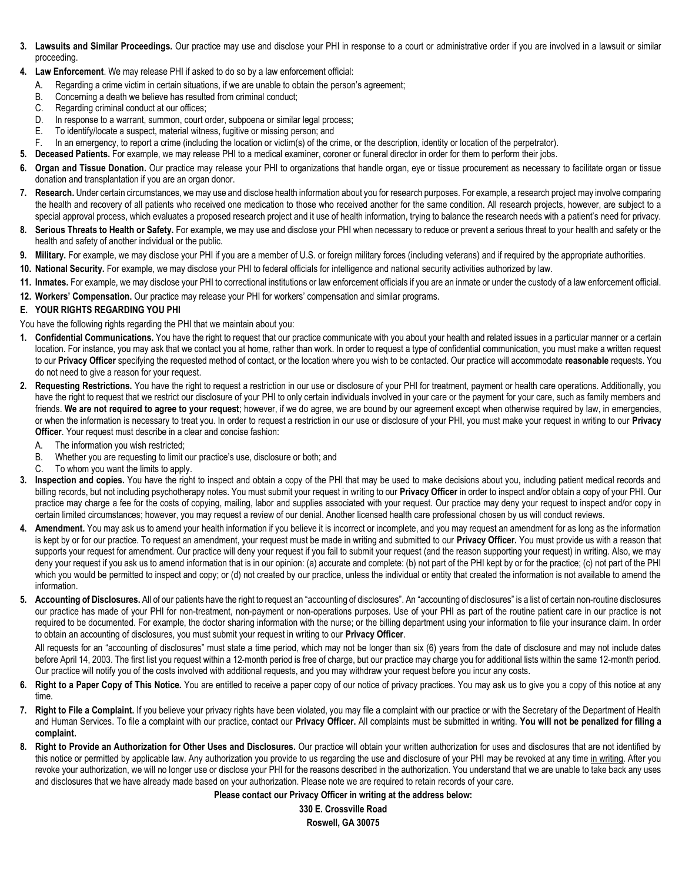3. **Lawsuits and Similar Proceedings.** Our practice may use and disclose your PHI in response to a court or administrative order if you are involved in a lawsuit or similar proceeding.
4. **Law Enforcement**. We may release PHI if asked to do so by a law enforcement official:
   A. Regarding a crime victim in certain situations, if we are unable to obtain the person's agreement;
   B. Concerning a death we believe has resulted from criminal conduct;
   C. Regarding criminal conduct at our offices;
   D. In response to a warrant, summon, court order, subpoena or similar legal process;
   E. To identify/locate a suspect, material witness, fugitive or missing person; and
   F. In an emergency, to report a crime (including the location or victim(s) of the crime, or the description, identity or location of the perpetrator).
5. **Deceased Patients.** For example, we may release PHI to a medical examiner, coroner or funeral director in order for them to perform their jobs.
6. **Organ and Tissue Donation.** Our practice may release your PHI to organizations that handle organ, eye or tissue procurement as necessary to facilitate organ or tissue donation and transplantation if you are an organ donor.
7. **Research.** Under certain circumstances, we may use and disclose health information about you for research purposes. For example, a research project may involve comparing the health and recovery of all patients who received one medication to those who received another for the same condition. All research projects, however, are subject to a special approval process, which evaluates a proposed research project and it use of health information, trying to balance the research needs with a patient's need for privacy.
8. **Serious Threats to Health or Safety.** For example, we may use and disclose your PHI when necessary to reduce or prevent a serious threat to your health and safety or the health and safety of another individual or the public.
9. **Military.** For example, we may disclose your PHI if you are a member of U.S. or foreign military forces (including veterans) and if required by the appropriate authorities.
10. **National Security.** For example, we may disclose your PHI to federal officials for intelligence and national security activities authorized by law.
11. **Inmates.** For example, we may disclose your PHI to correctional institutions or law enforcement officials if you are an inmate or under the custody of a law enforcement official.
12. **Workers' Compensation.** Our practice may release your PHI for workers' compensation and similar programs.

## E. YOUR RIGHTS REGARDING YOU PHI

You have the following rights regarding the PHI that we maintain about you:

1. **Confidential Communications.** You have the right to request that our practice communicate with you about your health and related issues in a particular manner or a certain location. For instance, you may ask that we contact you at home, rather than work. In order to request a type of confidential communication, you must make a written request to our **Privacy Officer** specifying the requested method of contact, or the location where you wish to be contacted. Our practice will accommodate **reasonable** requests. You do not need to give a reason for your request.
2. **Requesting Restrictions.** You have the right to request a restriction in our use or disclosure of your PHI for treatment, payment or health care operations. Additionally, you have the right to request that we restrict our disclosure of your PHI to only certain individuals involved in your care or the payment for your care, such as family members and friends. **We are not required to agree to your request**; however, if we do agree, we are bound by our agreement except when otherwise required by law, in emergencies, or when the information is necessary to treat you. In order to request a restriction in our use or disclosure of your PHI, you must make your request in writing to our **Privacy Officer**. Your request must describe in a clear and concise fashion:
   A. The information you wish restricted;
   B. Whether you are requesting to limit our practice's use, disclosure or both; and
   C. To whom you want the limits to apply.
3. **Inspection and copies.** You have the right to inspect and obtain a copy of the PHI that may be used to make decisions about you, including patient medical records and billing records, but not including psychotherapy notes. You must submit your request in writing to our **Privacy Officer** in order to inspect and/or obtain a copy of your PHI. Our practice may charge a fee for the costs of copying, mailing, labor and supplies associated with your request. Our practice may deny your request to inspect and/or copy in certain limited circumstances; however, you may request a review of our denial. Another licensed health care professional chosen by us will conduct reviews.
4. **Amendment.** You may ask us to amend your health information if you believe it is incorrect or incomplete, and you may request an amendment for as long as the information is kept by or for our practice. To request an amendment, your request must be made in writing and submitted to our **Privacy Officer.** You must provide us with a reason that supports your request for amendment. Our practice will deny your request if you fail to submit your request (and the reason supporting your request) in writing. Also, we may deny your request if you ask us to amend information that is in our opinion: (a) accurate and complete: (b) not part of the PHI kept by or for the practice; (c) not part of the PHI which you would be permitted to inspect and copy; or (d) not created by our practice, unless the individual or entity that created the information is not available to amend the information.
5. **Accounting of Disclosures.** All of our patients have the right to request an "accounting of disclosures". An "accounting of disclosures" is a list of certain non-routine disclosures our practice has made of your PHI for non-treatment, non-payment or non-operations purposes. Use of your PHI as part of the routine patient care in our practice is not required to be documented. For example, the doctor sharing information with the nurse; or the billing department using your information to file your insurance claim. In order to obtain an accounting of disclosures, you must submit your request in writing to our **Privacy Officer**.

   All requests for an "accounting of disclosures" must state a time period, which may not be longer than six (6) years from the date of disclosure and may not include dates before April 14, 2003. The first list you request within a 12-month period is free of charge, but our practice may charge you for additional lists within the same 12-month period. Our practice will notify you of the costs involved with additional requests, and you may withdraw your request before you incur any costs.
6. **Right to a Paper Copy of This Notice.** You are entitled to receive a paper copy of our notice of privacy practices. You may ask us to give you a copy of this notice at any time.
7. **Right to File a Complaint.** If you believe your privacy rights have been violated, you may file a complaint with our practice or with the Secretary of the Department of Health and Human Services. To file a complaint with our practice, contact our **Privacy Officer.** All complaints must be submitted in writing. **You will not be penalized for filing a complaint.**
8. **Right to Provide an Authorization for Other Uses and Disclosures.** Our practice will obtain your written authorization for uses and disclosures that are not identified by this notice or permitted by applicable law. Any authorization you provide to us regarding the use and disclosure of your PHI may be revoked at any time <u>in writing</u>. After you revoke your authorization, we will no longer use or disclose your PHI for the reasons described in the authorization. You understand that we are unable to take back any uses and disclosures that we have already made based on your authorization. Please note we are required to retain records of your care.

**Please contact our Privacy Officer in writing at the address below:**

**330 E. Crossville Road**

**Roswell, GA 30075**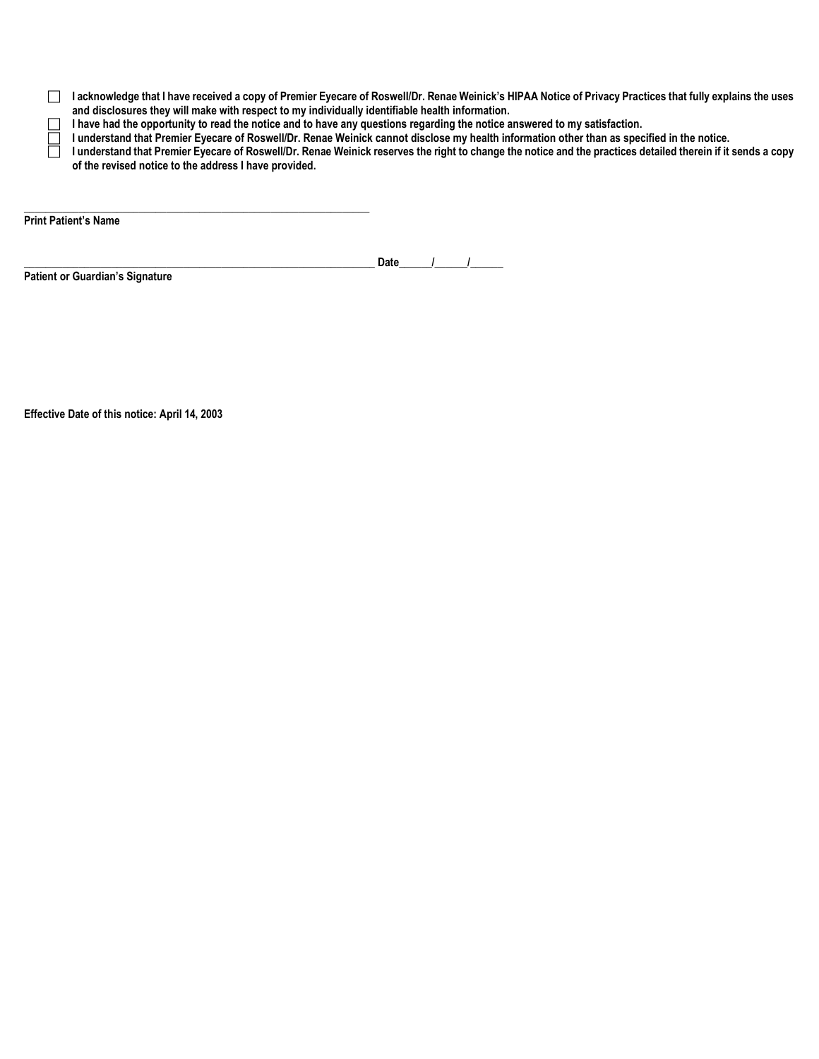- [ ] **I acknowledge that I have received a copy of Premier Eyecare of Roswell/Dr. Renae Weinick's HIPAA Notice of Privacy Practices that fully explains the uses and disclosures they will make with respect to my individually identifiable health information.**
- [ ] **I have had the opportunity to read the notice and to have any questions regarding the notice answered to my satisfaction.**
- [ ] **I understand that Premier Eyecare of Roswell/Dr. Renae Weinick cannot disclose my health information other than as specified in the notice.**
- [ ] **I understand that Premier Eyecare of Roswell/Dr. Renae Weinick reserves the right to change the notice and the practices detailed therein if it sends a copy of the revised notice to the address I have provided.**

_________________________________________________________________

**Print Patient's Name**

_________________________________________________________________ **Date**______/______/______

**Patient or Guardian's Signature**

**Effective Date of this notice: April 14, 2003**